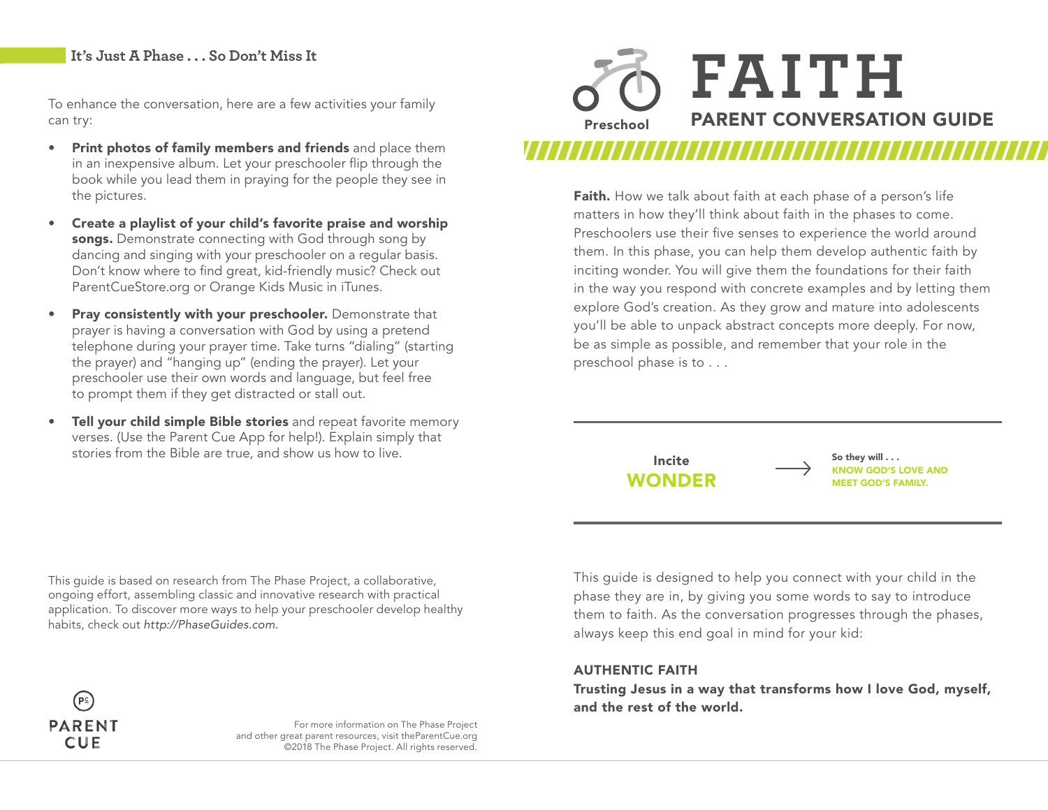## It's Just A Phase . . . So Don't Miss It

To enhance the conversation, here are a few activities your family can try:

- **Print photos of family members and friends** and place them in an inexpensive album. Let your preschooler flip through the book while you lead them in praying for the people they see in the pictures.
- **Create a playlist of your child's favorite praise and worship songs.** Demonstrate connecting with God through song by dancing and singing with your preschooler on a regular basis. Don't know where to find great, kid-friendly music? Check out ParentCueStore.org or Orange Kids Music in iTunes.
- **Pray consistently with your preschooler.** Demonstrate that prayer is having a conversation with God by using a pretend telephone during your prayer time. Take turns "dialing" (starting the prayer) and "hanging up" (ending the prayer). Let your preschooler use their own words and language, but feel free to prompt them if they get distracted or stall out.
- **Tell your child simple Bible stories** and repeat favorite memory verses. (Use the Parent Cue App for help!). Explain simply that stories from the Bible are true, and show us how to live.

This guide is based on research from The Phase Project, a collaborative, ongoing effort, assembling classic and innovative research with practical application. To discover more ways to help your preschooler develop healthy habits, check out *http://PhaseGuides.com.*

PARENT CUE

For more information on The Phase Project and other great parent resources, visit theParentCue.org
©2018 The Phase Project. All rights reserved.

Preschool

# FAITH

## PARENT CONVERSATION GUIDE

**Faith.** How we talk about faith at each phase of a person's life matters in how they'll think about faith in the phases to come. Preschoolers use their five senses to experience the world around them. In this phase, you can help them develop authentic faith by inciting wonder. You will give them the foundations for their faith in the way you respond with concrete examples and by letting them explore God's creation. As they grow and mature into adolescents you'll be able to unpack abstract concepts more deeply. For now, be as simple as possible, and remember that your role in the preschool phase is to . . .

Incite **WONDER** → So they will . . . **KNOW GOD'S LOVE AND MEET GOD'S FAMILY.**

This guide is designed to help you connect with your child in the phase they are in, by giving you some words to say to introduce them to faith. As the conversation progresses through the phases, always keep this end goal in mind for your kid:

**AUTHENTIC FAITH**
**Trusting Jesus in a way that transforms how I love God, myself, and the rest of the world.**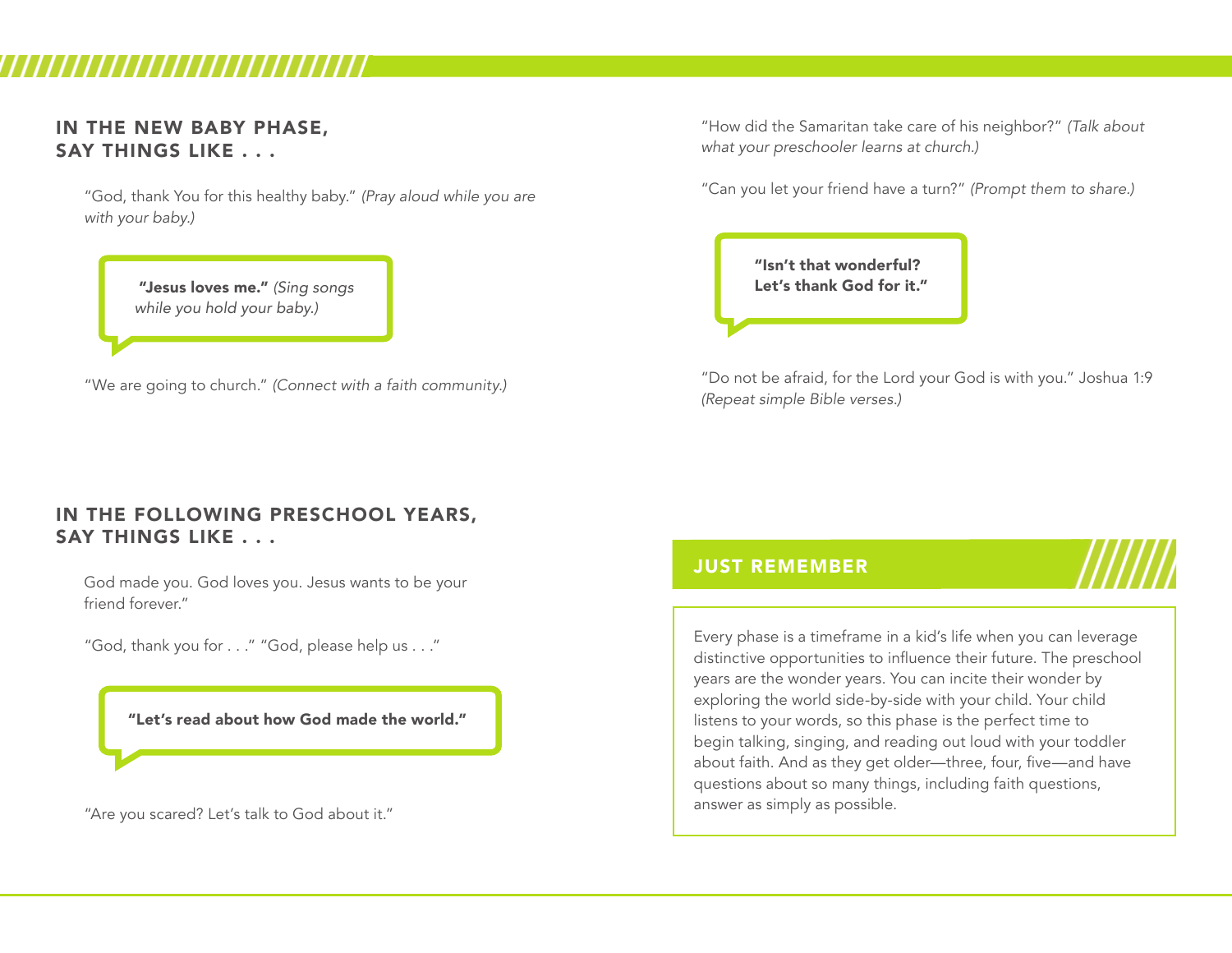## IN THE NEW BABY PHASE, SAY THINGS LIKE . . .

"God, thank You for this healthy baby." *(Pray aloud while you are with your baby.)*

**"Jesus loves me."** *(Sing songs while you hold your baby.)*

"We are going to church." *(Connect with a faith community.)*

## IN THE FOLLOWING PRESCHOOL YEARS, SAY THINGS LIKE . . .

God made you. God loves you. Jesus wants to be your friend forever."

"God, thank you for . . ." "God, please help us . . ."

**"Let's read about how God made the world."**

"Are you scared? Let's talk to God about it."

"How did the Samaritan take care of his neighbor?" *(Talk about what your preschooler learns at church.)*

"Can you let your friend have a turn?" *(Prompt them to share.)*

**"Isn't that wonderful? Let's thank God for it."**

"Do not be afraid, for the Lord your God is with you." Joshua 1:9 *(Repeat simple Bible verses.)*

## JUST REMEMBER

Every phase is a timeframe in a kid's life when you can leverage distinctive opportunities to influence their future. The preschool years are the wonder years. You can incite their wonder by exploring the world side-by-side with your child. Your child listens to your words, so this phase is the perfect time to begin talking, singing, and reading out loud with your toddler about faith. And as they get older—three, four, five—and have questions about so many things, including faith questions, answer as simply as possible.